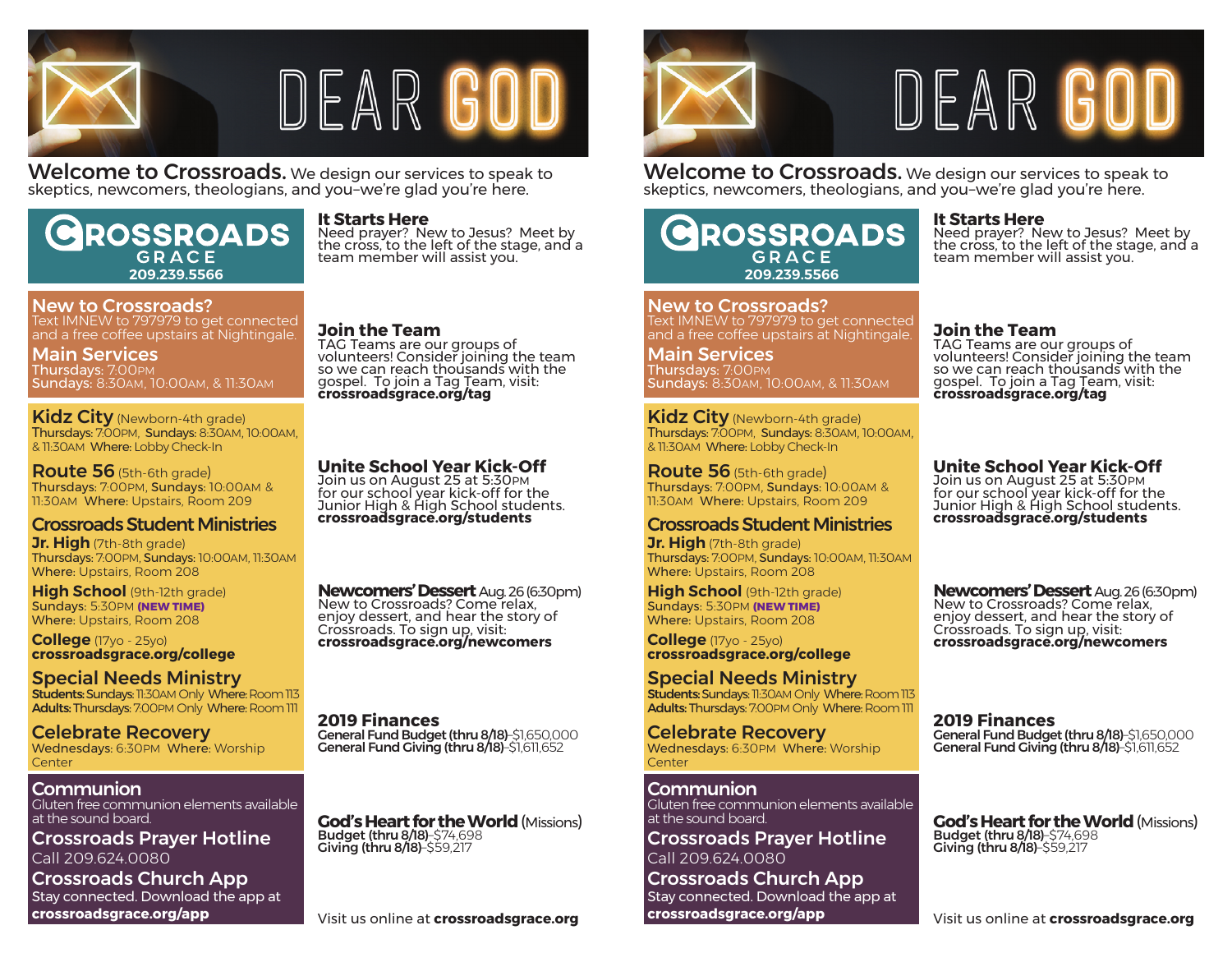# DEAR GOD

**Welcome to Crossroads.** We design our services to speak to skeptics, newcomers, theologians, and you–we're glad you're here.

**CROSSROADS GRACE**
**209.239.5566**

## New to Crossroads?
Text IMNEW to 797979 to get connected and a free coffee upstairs at Nightingale.

## Main Services
Thursdays: 7:00PM
Sundays: 8:30AM, 10:00AM, & 11:30AM

## Kidz City (Newborn-4th grade)
Thursdays: 7:00PM, Sundays: 8:30AM, 10:00AM, & 11:30AM Where: Lobby Check-In

## Route 56 (5th-6th grade)
Thursdays: 7:00PM, Sundays: 10:00AM & 11:30AM Where: Upstairs, Room 209

## Crossroads Student Ministries

**Jr. High** (7th-8th grade)
Thursdays: 7:00PM, Sundays: 10:00AM, 11:30AM
Where: Upstairs, Room 208

**High School** (9th-12th grade)
Sundays: 5:30PM **(NEW TIME)**
Where: Upstairs, Room 208

**College** (17yo - 25yo)
**crossroadsgrace.org/college**

## Special Needs Ministry
**Students:** Sundays: 11:30AM Only Where: Room 113
**Adults:** Thursdays: 7:00PM Only Where: Room 111

## Celebrate Recovery
Wednesdays: 6:30PM Where: Worship Center

## Communion
Gluten free communion elements available at the sound board.

## Crossroads Prayer Hotline
Call 209.624.0080

## Crossroads Church App
Stay connected. Download the app at **crossroadsgrace.org/app**

## It Starts Here
Need prayer? New to Jesus? Meet by the cross, to the left of the stage, and a team member will assist you.

## Join the Team
TAG Teams are our groups of volunteers! Consider joining the team so we can reach thousands with the gospel. To join a Tag Team, visit: **crossroadsgrace.org/tag**

## Unite School Year Kick-Off
Join us on August 25 at 5:30PM for our school year kick-off for the Junior High & High School students. **crossroadsgrace.org/students**

## Newcomers' Dessert Aug. 26 (6:30pm)
New to Crossroads? Come relax, enjoy dessert, and hear the story of Crossroads. To sign up, visit: **crossroadsgrace.org/newcomers**

## 2019 Finances
**General Fund Budget (thru 8/18)**–$1,650,000
**General Fund Giving (thru 8/18)**–$1,611,652

## God's Heart for the World (Missions)
**Budget (thru 8/18)**–$74,698
**Giving (thru 8/18)**–$59,217

Visit us online at **crossroadsgrace.org**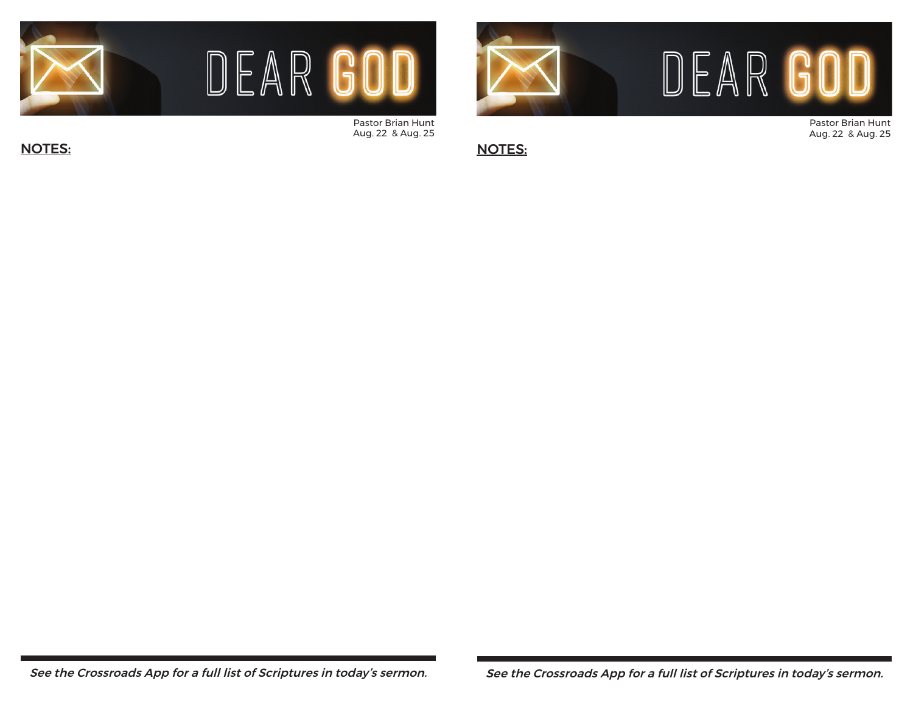# DEAR GOD

Pastor Brian Hunt
Aug. 22 & Aug. 25

**NOTES:**

*See the Crossroads App for a full list of Scriptures in today's sermon.*

# DEAR GOD

Pastor Brian Hunt
Aug. 22 & Aug. 25

**NOTES:**

*See the Crossroads App for a full list of Scriptures in today's sermon.*